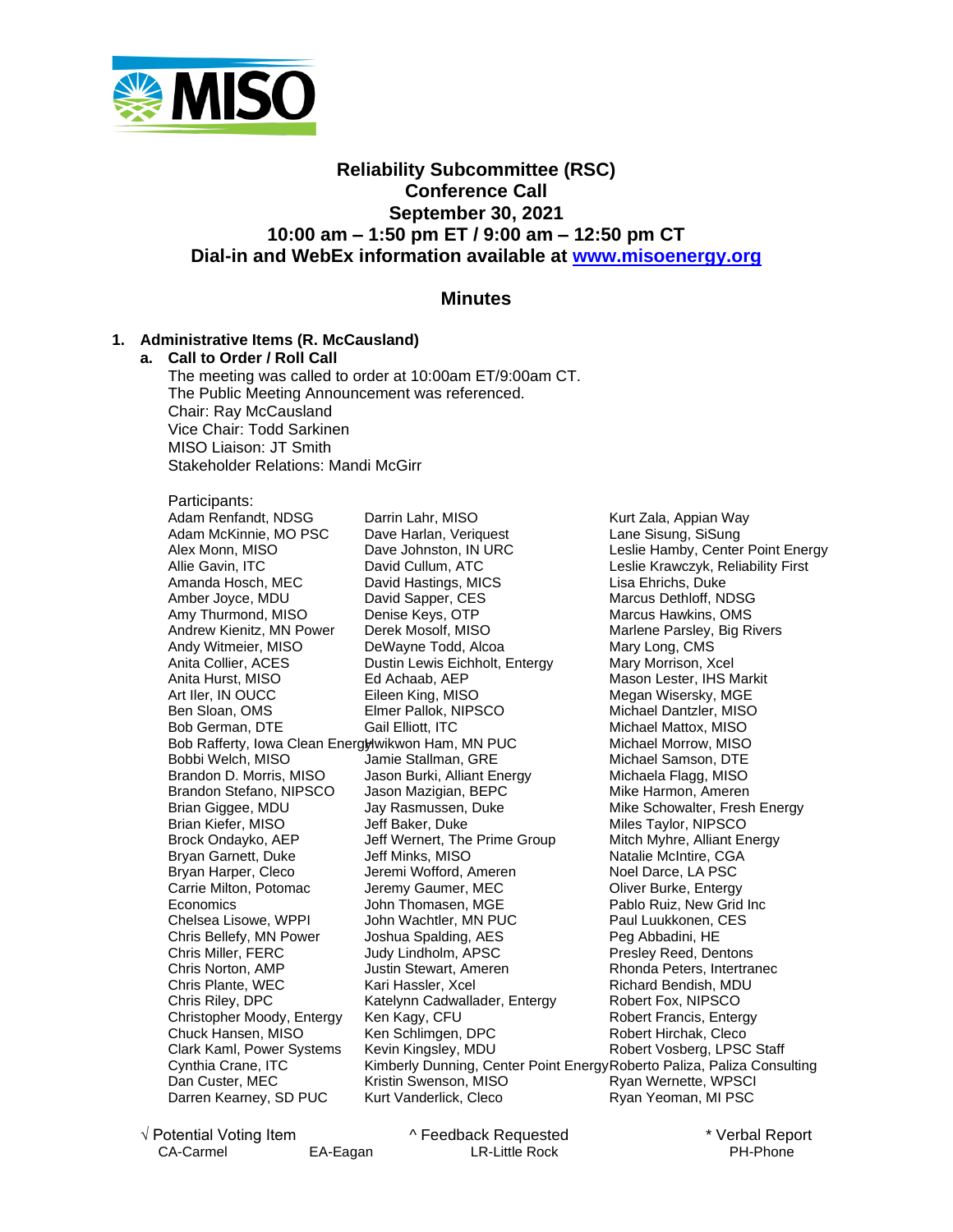# Reliability Subcommittee (RSC)
# Conference Call
# September 30, 2021
# 10:00 am – 1:50 pm ET / 9:00 am – 12:50 pm CT
# Dial-in and WebEx information available at www.misoenergy.org

## Minutes

### 1. Administrative Items (R. McCausland)

#### a. Call to Order / Roll Call

The meeting was called to order at 10:00am ET/9:00am CT.
The Public Meeting Announcement was referenced.
Chair: Ray McCausland
Vice Chair: Todd Sarkinen
MISO Liaison: JT Smith
Stakeholder Relations: Mandi McGirr

Participants:

- Adam Renfandt, NDSG
- Adam McKinnie, MO PSC
- Alex Monn, MISO
- Allie Gavin, ITC
- Amanda Hosch, MEC
- Amber Joyce, MDU
- Amy Thurmond, MISO
- Andrew Kienitz, MN Power
- Andy Witmeier, MISO
- Anita Collier, ACES
- Anita Hurst, MISO
- Art Iler, IN OUCC
- Ben Sloan, OMS
- Bob German, DTE
- Bob Rafferty, Iowa Clean Energy
- Bobbi Welch, MISO
- Brandon D. Morris, MISO
- Brandon Stefano, NIPSCO
- Brian Giggee, MDU
- Brian Kiefer, MISO
- Brock Ondayko, AEP
- Bryan Garnett, Duke
- Bryan Harper, Cleco
- Carrie Milton, Potomac Economics
- Chelsea Lisowe, WPPI
- Chris Bellefy, MN Power
- Chris Miller, FERC
- Chris Norton, AMP
- Chris Plante, WEC
- Chris Riley, DPC
- Christopher Moody, Entergy
- Chuck Hansen, MISO
- Clark Kaml, Power Systems
- Cynthia Crane, ITC
- Dan Custer, MEC
- Darren Kearney, SD PUC
- Darrin Lahr, MISO
- Dave Harlan, Veriquest
- Dave Johnston, IN URC
- David Cullum, ATC
- David Hastings, MICS
- David Sapper, CES
- Denise Keys, OTP
- Derek Mosolf, MISO
- DeWayne Todd, Alcoa
- Dustin Lewis Eichholt, Entergy
- Ed Achaab, AEP
- Eileen King, MISO
- Elmer Pallok, NIPSCO
- Gail Elliott, ITC
- Hwikwon Ham, MN PUC
- Jamie Stallman, GRE
- Jason Burki, Alliant Energy
- Jason Mazigian, BEPC
- Jay Rasmussen, Duke
- Jeff Baker, Duke
- Jeff Wernert, The Prime Group
- Jeff Minks, MISO
- Jeremi Wofford, Ameren
- Jeremy Gaumer, MEC
- John Thomasen, MGE
- John Wachtler, MN PUC
- Joshua Spalding, AES
- Judy Lindholm, APSC
- Justin Stewart, Ameren
- Kari Hassler, Xcel
- Katelynn Cadwallader, Entergy
- Ken Kagy, CFU
- Ken Schlimgen, DPC
- Kevin Kingsley, MDU
- Kimberly Dunning, Center Point Energy
- Kristin Swenson, MISO
- Kurt Vanderlick, Cleco
- Kurt Zala, Appian Way
- Lane Sisung, SiSung
- Leslie Hamby, Center Point Energy
- Leslie Krawczyk, Reliability First
- Lisa Ehrichs, Duke
- Marcus Dethloff, NDSG
- Marcus Hawkins, OMS
- Marlene Parsley, Big Rivers
- Mary Long, CMS
- Mary Morrison, Xcel
- Mason Lester, IHS Markit
- Megan Wisersky, MGE
- Michael Dantzler, MISO
- Michael Mattox, MISO
- Michael Morrow, MISO
- Michael Samson, DTE
- Michaela Flagg, MISO
- Mike Harmon, Ameren
- Mike Schowalter, Fresh Energy
- Miles Taylor, NIPSCO
- Mitch Myhre, Alliant Energy
- Natalie McIntire, CGA
- Noel Darce, LA PSC
- Oliver Burke, Entergy
- Pablo Ruiz, New Grid Inc
- Paul Luukkonen, CES
- Peg Abbadini, HE
- Presley Reed, Dentons
- Rhonda Peters, Intertranec
- Richard Bendish, MDU
- Robert Fox, NIPSCO
- Robert Francis, Entergy
- Robert Hirchak, Cleco
- Robert Vosberg, LPSC Staff
- Roberto Paliza, Paliza Consulting
- Ryan Wernette, WPSCI
- Ryan Yeoman, MI PSC

√ Potential Voting Item ^ Feedback Requested * Verbal Report
CA-Carmel EA-Eagan LR-Little Rock PH-Phone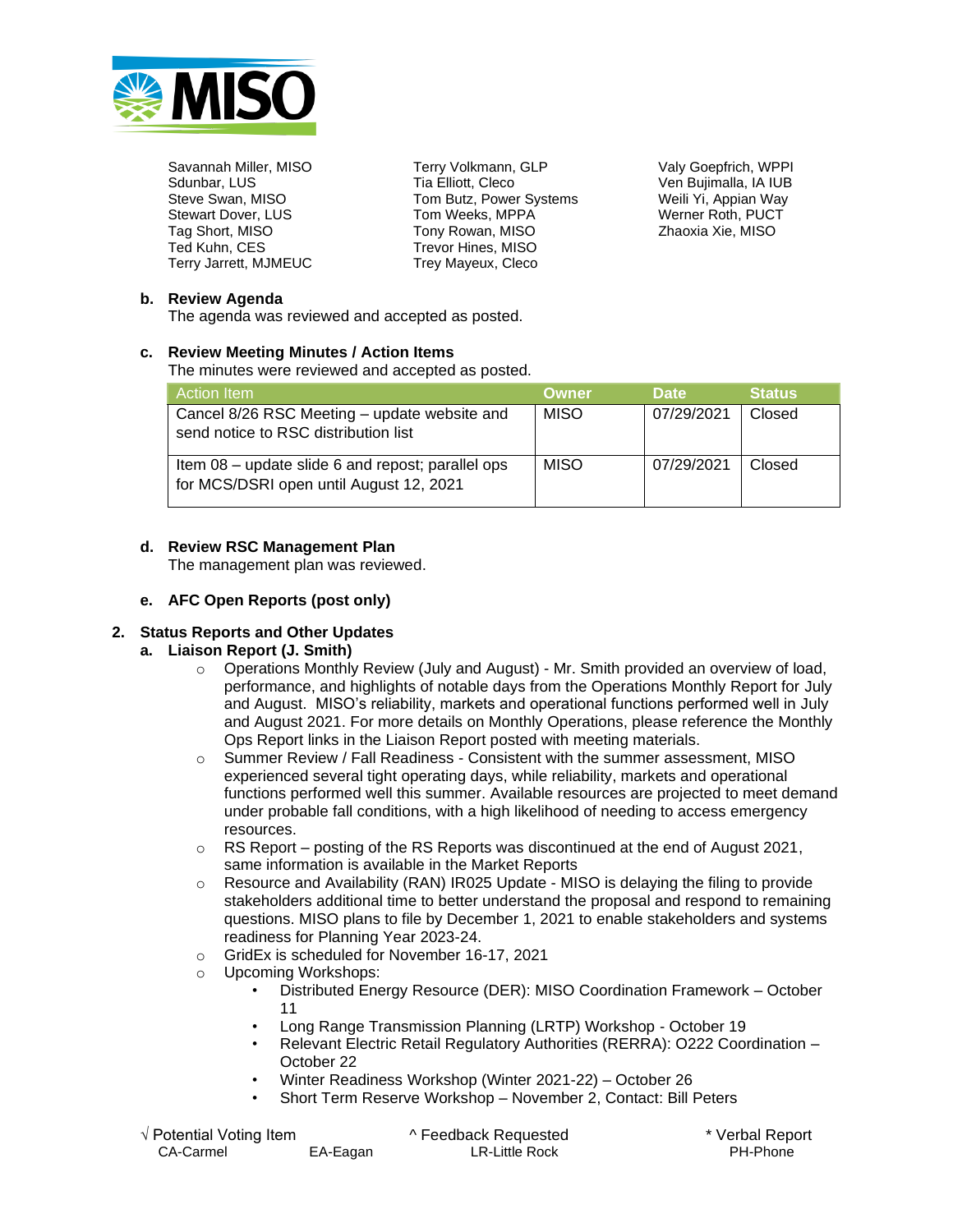Savannah Miller, MISO
Sdunbar, LUS
Steve Swan, MISO
Stewart Dover, LUS
Tag Short, MISO
Ted Kuhn, CES
Terry Jarrett, MJMEUC
Terry Volkmann, GLP
Tia Elliott, Cleco
Tom Butz, Power Systems
Tom Weeks, MPPA
Tony Rowan, MISO
Trevor Hines, MISO
Trey Mayeux, Cleco
Valy Goepfrich, WPPI
Ven Bujimalla, IA IUB
Weili Yi, Appian Way
Werner Roth, PUCT
Zhaoxia Xie, MISO

**b. Review Agenda**

The agenda was reviewed and accepted as posted.

**c. Review Meeting Minutes / Action Items**

The minutes were reviewed and accepted as posted.

| Action Item | Owner | Date | Status |
|---|---|---|---|
| Cancel 8/26 RSC Meeting – update website and send notice to RSC distribution list | MISO | 07/29/2021 | Closed |
| Item 08 – update slide 6 and repost; parallel ops for MCS/DSRI open until August 12, 2021 | MISO | 07/29/2021 | Closed |

**d. Review RSC Management Plan**

The management plan was reviewed.

**e. AFC Open Reports (post only)**

**2. Status Reports and Other Updates**

**a. Liaison Report (J. Smith)**

- Operations Monthly Review (July and August) - Mr. Smith provided an overview of load, performance, and highlights of notable days from the Operations Monthly Report for July and August. MISO's reliability, markets and operational functions performed well in July and August 2021. For more details on Monthly Operations, please reference the Monthly Ops Report links in the Liaison Report posted with meeting materials.
- Summer Review / Fall Readiness - Consistent with the summer assessment, MISO experienced several tight operating days, while reliability, markets and operational functions performed well this summer. Available resources are projected to meet demand under probable fall conditions, with a high likelihood of needing to access emergency resources.
- RS Report – posting of the RS Reports was discontinued at the end of August 2021, same information is available in the Market Reports
- Resource and Availability (RAN) IR025 Update - MISO is delaying the filing to provide stakeholders additional time to better understand the proposal and respond to remaining questions. MISO plans to file by December 1, 2021 to enable stakeholders and systems readiness for Planning Year 2023-24.
- GridEx is scheduled for November 16-17, 2021
- Upcoming Workshops:
  - Distributed Energy Resource (DER): MISO Coordination Framework – October 11
  - Long Range Transmission Planning (LRTP) Workshop - October 19
  - Relevant Electric Retail Regulatory Authorities (RERRA): O222 Coordination – October 22
  - Winter Readiness Workshop (Winter 2021-22) – October 26
  - Short Term Reserve Workshop – November 2, Contact: Bill Peters

√ Potential Voting Item ^ Feedback Requested * Verbal Report
CA-Carmel EA-Eagan LR-Little Rock PH-Phone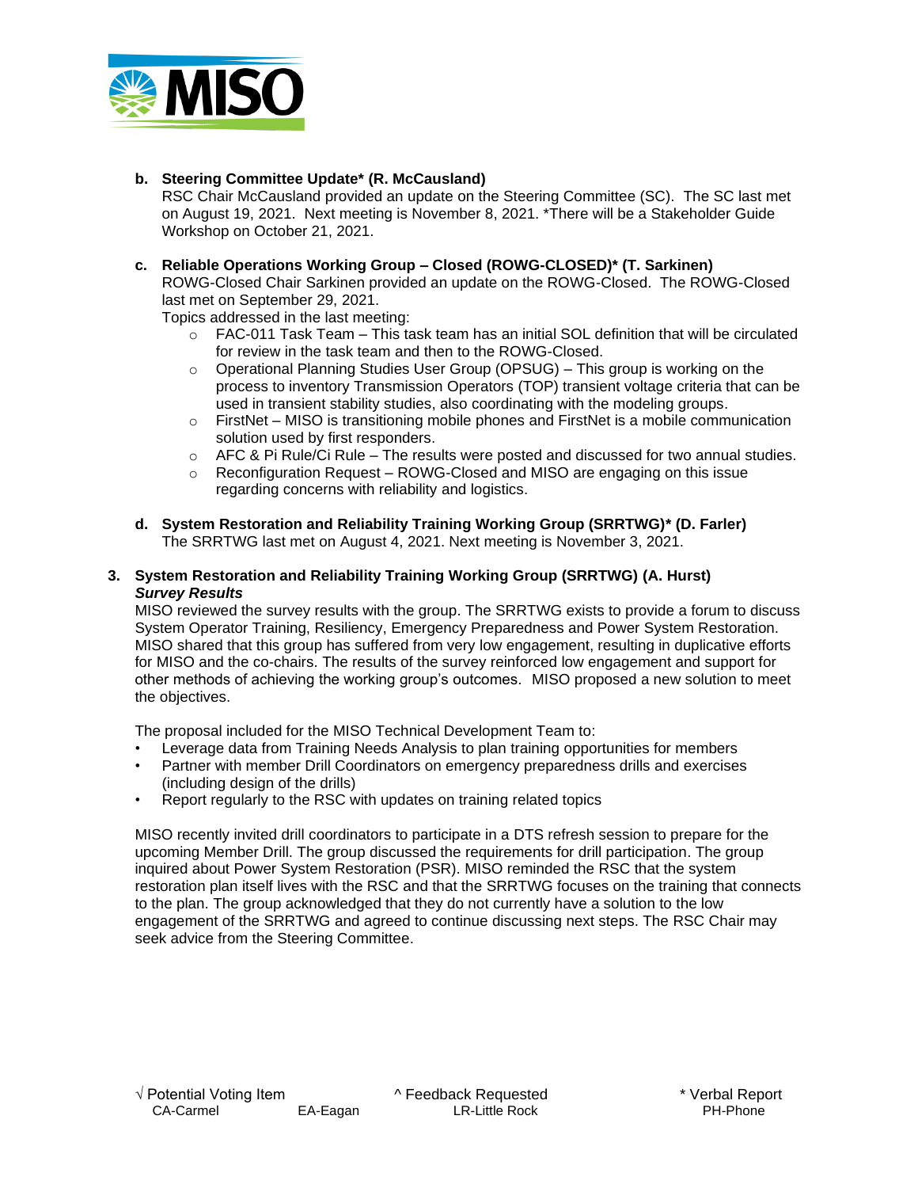**b. Steering Committee Update* (R. McCausland)**
RSC Chair McCausland provided an update on the Steering Committee (SC). The SC last met on August 19, 2021. Next meeting is November 8, 2021. *There will be a Stakeholder Guide Workshop on October 21, 2021.

**c. Reliable Operations Working Group – Closed (ROWG-CLOSED)* (T. Sarkinen)**
ROWG-Closed Chair Sarkinen provided an update on the ROWG-Closed. The ROWG-Closed last met on September 29, 2021.
Topics addressed in the last meeting:

- FAC-011 Task Team – This task team has an initial SOL definition that will be circulated for review in the task team and then to the ROWG-Closed.
- Operational Planning Studies User Group (OPSUG) – This group is working on the process to inventory Transmission Operators (TOP) transient voltage criteria that can be used in transient stability studies, also coordinating with the modeling groups.
- FirstNet – MISO is transitioning mobile phones and FirstNet is a mobile communication solution used by first responders.
- AFC & Pi Rule/Ci Rule – The results were posted and discussed for two annual studies.
- Reconfiguration Request – ROWG-Closed and MISO are engaging on this issue regarding concerns with reliability and logistics.

**d. System Restoration and Reliability Training Working Group (SRRTWG)* (D. Farler)**
The SRRTWG last met on August 4, 2021. Next meeting is November 3, 2021.

**3. System Restoration and Reliability Training Working Group (SRRTWG) (A. Hurst)**
***Survey Results***
MISO reviewed the survey results with the group. The SRRTWG exists to provide a forum to discuss System Operator Training, Resiliency, Emergency Preparedness and Power System Restoration. MISO shared that this group has suffered from very low engagement, resulting in duplicative efforts for MISO and the co-chairs. The results of the survey reinforced low engagement and support for other methods of achieving the working group's outcomes. MISO proposed a new solution to meet the objectives.

The proposal included for the MISO Technical Development Team to:

- Leverage data from Training Needs Analysis to plan training opportunities for members
- Partner with member Drill Coordinators on emergency preparedness drills and exercises (including design of the drills)
- Report regularly to the RSC with updates on training related topics

MISO recently invited drill coordinators to participate in a DTS refresh session to prepare for the upcoming Member Drill. The group discussed the requirements for drill participation. The group inquired about Power System Restoration (PSR). MISO reminded the RSC that the system restoration plan itself lives with the RSC and that the SRRTWG focuses on the training that connects to the plan. The group acknowledged that they do not currently have a solution to the low engagement of the SRRTWG and agreed to continue discussing next steps. The RSC Chair may seek advice from the Steering Committee.

√ Potential Voting Item ^ Feedback Requested * Verbal Report
CA-Carmel EA-Eagan LR-Little Rock PH-Phone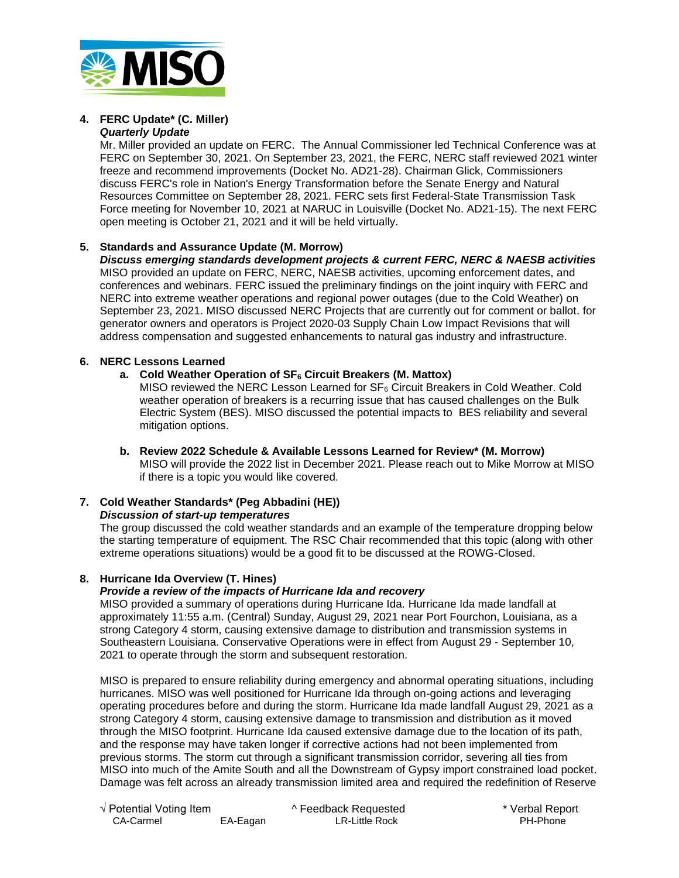4. **FERC Update\* (C. Miller)**
   ***Quarterly Update***
   Mr. Miller provided an update on FERC. The Annual Commissioner led Technical Conference was at FERC on September 30, 2021. On September 23, 2021, the FERC, NERC staff reviewed 2021 winter freeze and recommend improvements (Docket No. AD21-28). Chairman Glick, Commissioners discuss FERC's role in Nation's Energy Transformation before the Senate Energy and Natural Resources Committee on September 28, 2021. FERC sets first Federal-State Transmission Task Force meeting for November 10, 2021 at NARUC in Louisville (Docket No. AD21-15). The next FERC open meeting is October 21, 2021 and it will be held virtually.

5. **Standards and Assurance Update (M. Morrow)**
   ***Discuss emerging standards development projects & current FERC, NERC & NAESB activities***
   MISO provided an update on FERC, NERC, NAESB activities, upcoming enforcement dates, and conferences and webinars. FERC issued the preliminary findings on the joint inquiry with FERC and NERC into extreme weather operations and regional power outages (due to the Cold Weather) on September 23, 2021. MISO discussed NERC Projects that are currently out for comment or ballot. for generator owners and operators is Project 2020-03 Supply Chain Low Impact Revisions that will address compensation and suggested enhancements to natural gas industry and infrastructure.

6. **NERC Lessons Learned**
   a. **Cold Weather Operation of $SF_6$ Circuit Breakers (M. Mattox)**
      MISO reviewed the NERC Lesson Learned for $SF_6$ Circuit Breakers in Cold Weather. Cold weather operation of breakers is a recurring issue that has caused challenges on the Bulk Electric System (BES). MISO discussed the potential impacts to BES reliability and several mitigation options.

   b. **Review 2022 Schedule & Available Lessons Learned for Review\* (M. Morrow)**
      MISO will provide the 2022 list in December 2021. Please reach out to Mike Morrow at MISO if there is a topic you would like covered.

7. **Cold Weather Standards\* (Peg Abbadini (HE))**
   ***Discussion of start-up temperatures***
   The group discussed the cold weather standards and an example of the temperature dropping below the starting temperature of equipment. The RSC Chair recommended that this topic (along with other extreme operations situations) would be a good fit to be discussed at the ROWG-Closed.

8. **Hurricane Ida Overview (T. Hines)**
   ***Provide a review of the impacts of Hurricane Ida and recovery***
   MISO provided a summary of operations during Hurricane Ida. Hurricane Ida made landfall at approximately 11:55 a.m. (Central) Sunday, August 29, 2021 near Port Fourchon, Louisiana, as a strong Category 4 storm, causing extensive damage to distribution and transmission systems in Southeastern Louisiana. Conservative Operations were in effect from August 29 - September 10, 2021 to operate through the storm and subsequent restoration.

   MISO is prepared to ensure reliability during emergency and abnormal operating situations, including hurricanes. MISO was well positioned for Hurricane Ida through on-going actions and leveraging operating procedures before and during the storm. Hurricane Ida made landfall August 29, 2021 as a strong Category 4 storm, causing extensive damage to transmission and distribution as it moved through the MISO footprint. Hurricane Ida caused extensive damage due to the location of its path, and the response may have taken longer if corrective actions had not been implemented from previous storms. The storm cut through a significant transmission corridor, severing all ties from MISO into much of the Amite South and all the Downstream of Gypsy import constrained load pocket. Damage was felt across an already transmission limited area and required the redefinition of Reserve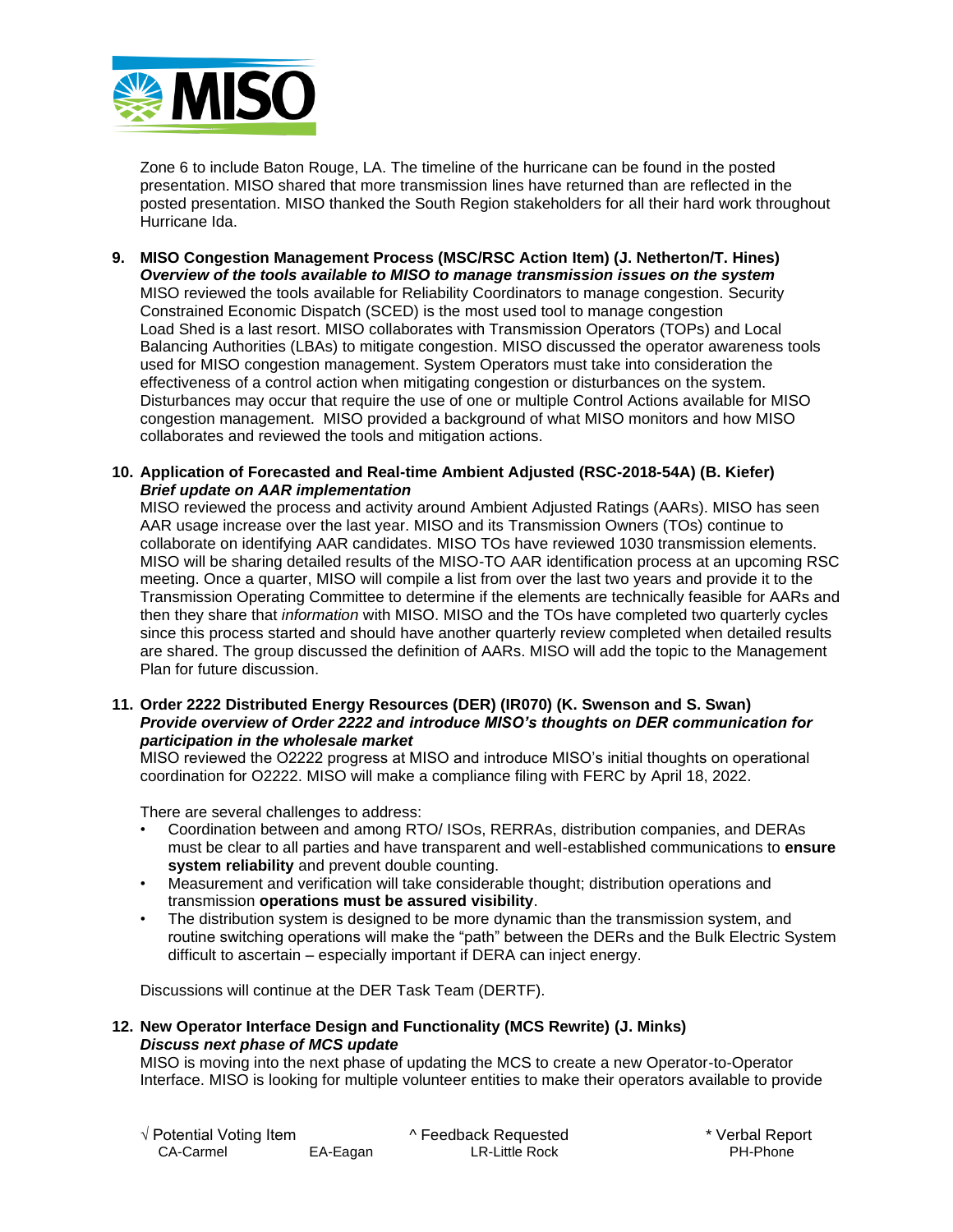Zone 6 to include Baton Rouge, LA. The timeline of the hurricane can be found in the posted presentation. MISO shared that more transmission lines have returned than are reflected in the posted presentation. MISO thanked the South Region stakeholders for all their hard work throughout Hurricane Ida.

9. **MISO Congestion Management Process (MSC/RSC Action Item) (J. Netherton/T. Hines)**
   ***Overview of the tools available to MISO to manage transmission issues on the system***
   MISO reviewed the tools available for Reliability Coordinators to manage congestion. Security Constrained Economic Dispatch (SCED) is the most used tool to manage congestion Load Shed is a last resort. MISO collaborates with Transmission Operators (TOPs) and Local Balancing Authorities (LBAs) to mitigate congestion. MISO discussed the operator awareness tools used for MISO congestion management. System Operators must take into consideration the effectiveness of a control action when mitigating congestion or disturbances on the system. Disturbances may occur that require the use of one or multiple Control Actions available for MISO congestion management. MISO provided a background of what MISO monitors and how MISO collaborates and reviewed the tools and mitigation actions.

10. **Application of Forecasted and Real-time Ambient Adjusted (RSC-2018-54A) (B. Kiefer)**
    ***Brief update on AAR implementation***
    MISO reviewed the process and activity around Ambient Adjusted Ratings (AARs). MISO has seen AAR usage increase over the last year. MISO and its Transmission Owners (TOs) continue to collaborate on identifying AAR candidates. MISO TOs have reviewed 1030 transmission elements. MISO will be sharing detailed results of the MISO-TO AAR identification process at an upcoming RSC meeting. Once a quarter, MISO will compile a list from over the last two years and provide it to the Transmission Operating Committee to determine if the elements are technically feasible for AARs and then they share that *information* with MISO. MISO and the TOs have completed two quarterly cycles since this process started and should have another quarterly review completed when detailed results are shared. The group discussed the definition of AARs. MISO will add the topic to the Management Plan for future discussion.

11. **Order 2222 Distributed Energy Resources (DER) (IR070) (K. Swenson and S. Swan)**
    ***Provide overview of Order 2222 and introduce MISO's thoughts on DER communication for participation in the wholesale market***
    MISO reviewed the O2222 progress at MISO and introduce MISO's initial thoughts on operational coordination for O2222. MISO will make a compliance filing with FERC by April 18, 2022.

    There are several challenges to address:
    - Coordination between and among RTO/ ISOs, RERRAs, distribution companies, and DERAs must be clear to all parties and have transparent and well-established communications to **ensure system reliability** and prevent double counting.
    - Measurement and verification will take considerable thought; distribution operations and transmission **operations must be assured visibility**.
    - The distribution system is designed to be more dynamic than the transmission system, and routine switching operations will make the "path" between the DERs and the Bulk Electric System difficult to ascertain – especially important if DERA can inject energy.

    Discussions will continue at the DER Task Team (DERTF).

12. **New Operator Interface Design and Functionality (MCS Rewrite) (J. Minks)**
    ***Discuss next phase of MCS update***
    MISO is moving into the next phase of updating the MCS to create a new Operator-to-Operator Interface. MISO is looking for multiple volunteer entities to make their operators available to provide

√ Potential Voting Item ^ Feedback Requested * Verbal Report
CA-Carmel EA-Eagan LR-Little Rock PH-Phone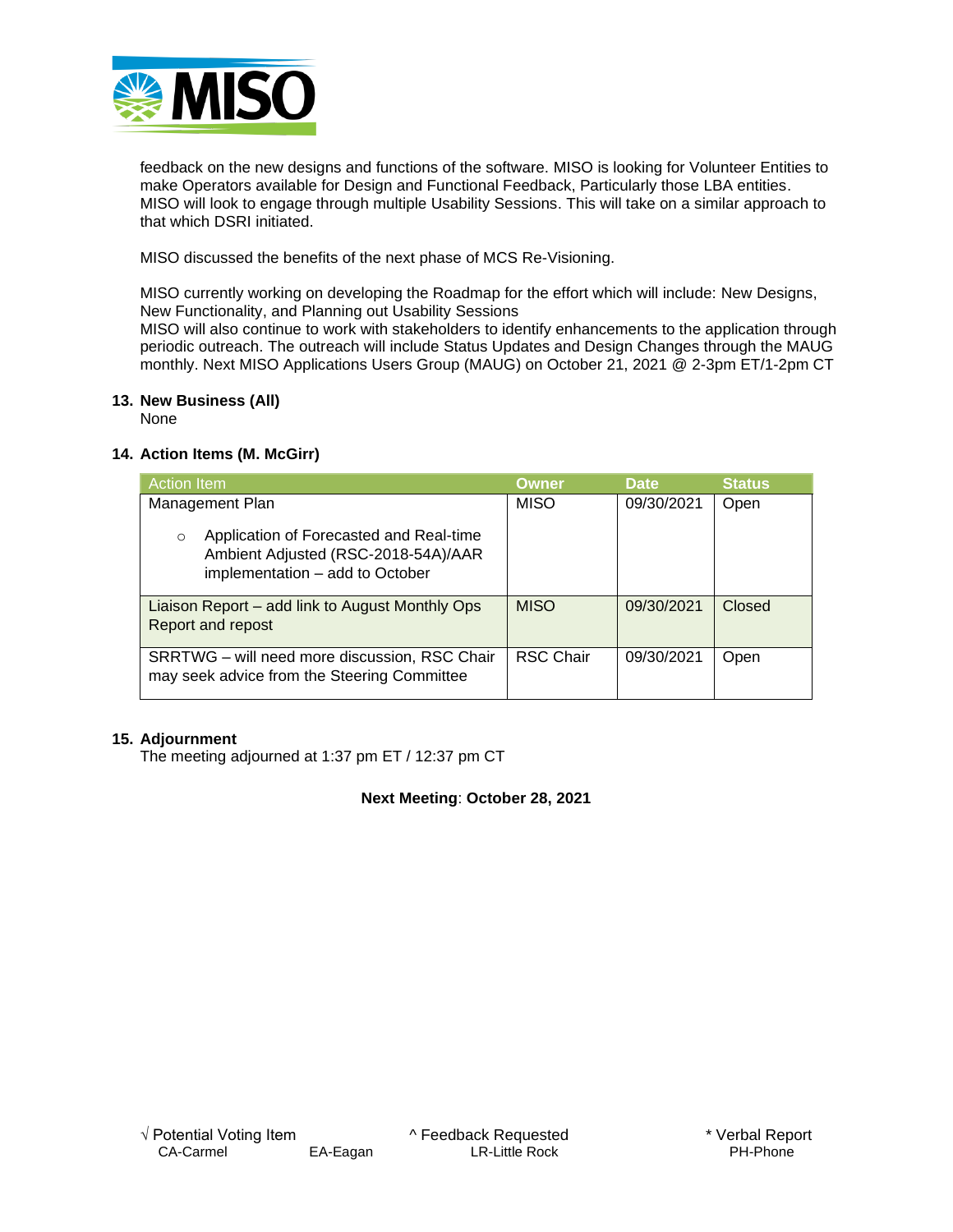feedback on the new designs and functions of the software. MISO is looking for Volunteer Entities to make Operators available for Design and Functional Feedback, Particularly those LBA entities. MISO will look to engage through multiple Usability Sessions. This will take on a similar approach to that which DSRI initiated.

MISO discussed the benefits of the next phase of MCS Re-Visioning.

MISO currently working on developing the Roadmap for the effort which will include: New Designs, New Functionality, and Planning out Usability Sessions
MISO will also continue to work with stakeholders to identify enhancements to the application through periodic outreach. The outreach will include Status Updates and Design Changes through the MAUG monthly. Next MISO Applications Users Group (MAUG) on October 21, 2021 @ 2-3pm ET/1-2pm CT

**13. New Business (All)**
None

**14. Action Items (M. McGirr)**

| Action Item | Owner | Date | Status |
|---|---|---|---|
| Management Plan<br>○ Application of Forecasted and Real-time Ambient Adjusted (RSC-2018-54A)/AAR implementation – add to October | MISO | 09/30/2021 | Open |
| Liaison Report – add link to August Monthly Ops Report and repost | MISO | 09/30/2021 | Closed |
| SRRTWG – will need more discussion, RSC Chair may seek advice from the Steering Committee | RSC Chair | 09/30/2021 | Open |

**15. Adjournment**
The meeting adjourned at 1:37 pm ET / 12:37 pm CT

**Next Meeting**: **October 28, 2021**

√ Potential Voting Item ^ Feedback Requested * Verbal Report
CA-Carmel EA-Eagan LR-Little Rock PH-Phone